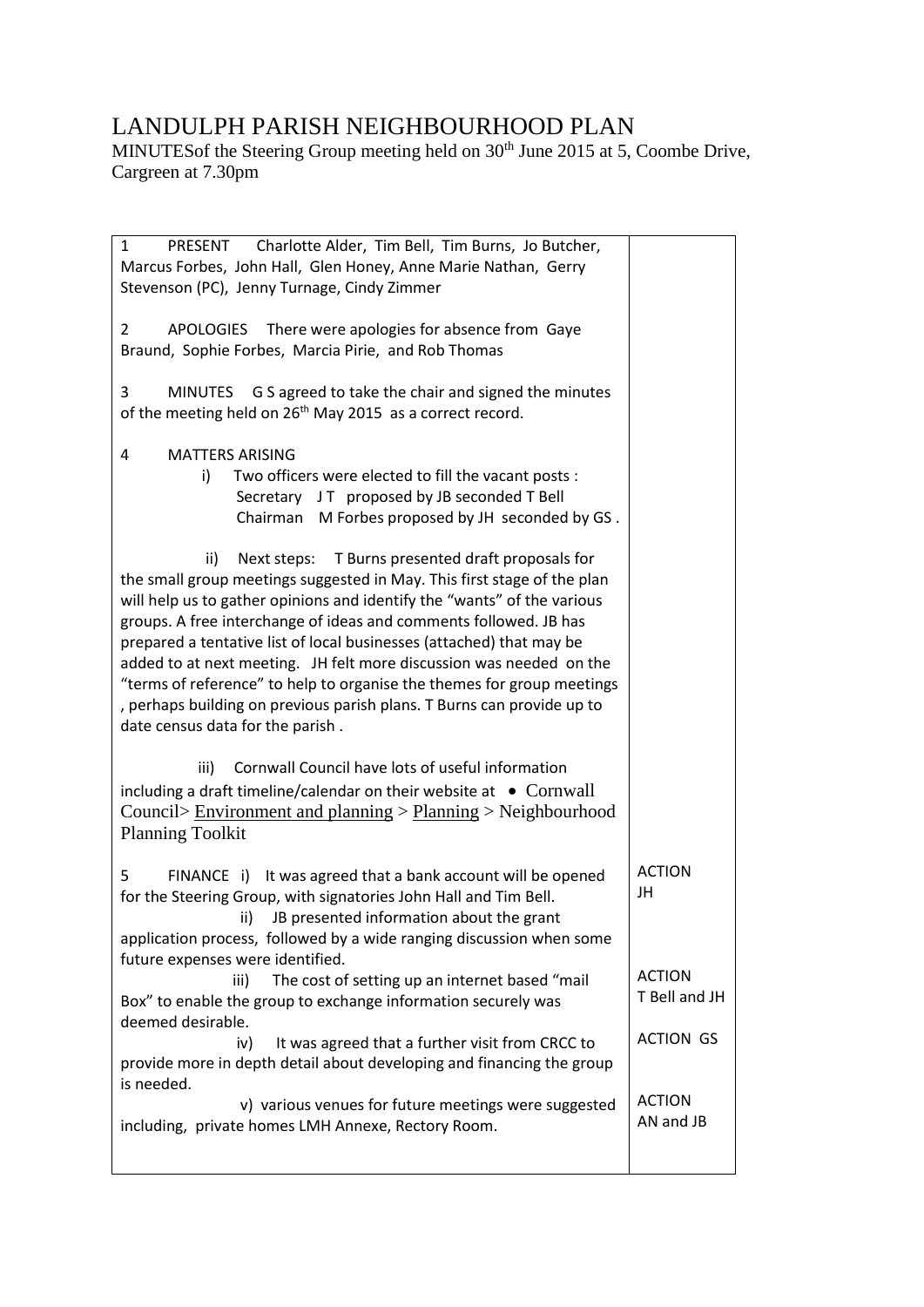# LANDULPH PARISH NEIGHBOURHOOD PLAN

MINUTESof the Steering Group meeting held on 30th June 2015 at 5, Coombe Drive, Cargreen at 7.30pm

| | |
|---|---|
| 1 PRESENT Charlotte Alder, Tim Bell, Tim Burns, Jo Butcher, Marcus Forbes, John Hall, Glen Honey, Anne Marie Nathan, Gerry Stevenson (PC), Jenny Turnage, Cindy Zimmer | |
| 2 APOLOGIES There were apologies for absence from Gaye Braund, Sophie Forbes, Marcia Pirie, and Rob Thomas | |
| 3 MINUTES G S agreed to take the chair and signed the minutes of the meeting held on 26th May 2015 as a correct record. | |
| 4 MATTERS ARISING<br>i) Two officers were elected to fill the vacant posts :<br>Secretary J T proposed by JB seconded T Bell<br>Chairman M Forbes proposed by JH seconded by GS . | |
| ii) Next steps: T Burns presented draft proposals for the small group meetings suggested in May. This first stage of the plan will help us to gather opinions and identify the "wants" of the various groups. A free interchange of ideas and comments followed. JB has prepared a tentative list of local businesses (attached) that may be added to at next meeting. JH felt more discussion was needed on the "terms of reference" to help to organise the themes for group meetings , perhaps building on previous parish plans. T Burns can provide up to date census data for the parish . | |
| iii) Cornwall Council have lots of useful information including a draft timeline/calendar on their website at • Cornwall Council> Environment and planning > Planning > Neighbourhood Planning Toolkit | |
| 5 FINANCE i) It was agreed that a bank account will be opened for the Steering Group, with signatories John Hall and Tim Bell. | ACTION JH |
| ii) JB presented information about the grant application process, followed by a wide ranging discussion when some future expenses were identified. | |
| iii) The cost of setting up an internet based "mail Box" to enable the group to exchange information securely was deemed desirable. | ACTION T Bell and JH |
| iv) It was agreed that a further visit from CRCC to provide more in depth detail about developing and financing the group is needed. | ACTION GS |
| v) various venues for future meetings were suggested including, private homes LMH Annexe, Rectory Room. | ACTION AN and JB |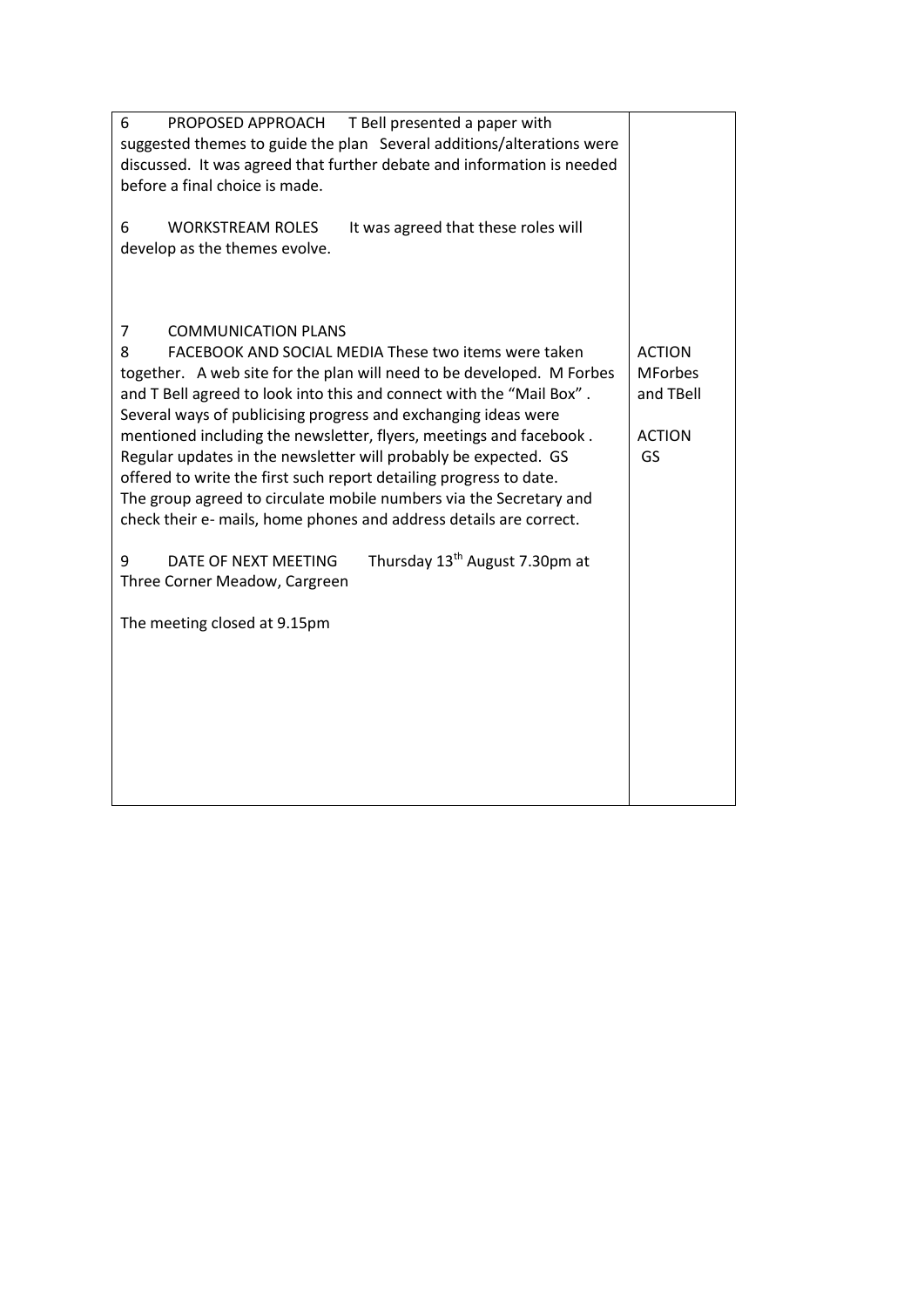| | |
|---|---|
| 6 PROPOSED APPROACH T Bell presented a paper with suggested themes to guide the plan Several additions/alterations were discussed. It was agreed that further debate and information is needed before a final choice is made.<br><br>6 WORKSTREAM ROLES It was agreed that these roles will develop as the themes evolve.<br><br>7 COMMUNICATION PLANS<br>8 FACEBOOK AND SOCIAL MEDIA These two items were taken together. A web site for the plan will need to be developed. M Forbes and T Bell agreed to look into this and connect with the "Mail Box". Several ways of publicising progress and exchanging ideas were mentioned including the newsletter, flyers, meetings and facebook. Regular updates in the newsletter will probably be expected. GS offered to write the first such report detailing progress to date. The group agreed to circulate mobile numbers via the Secretary and check their e- mails, home phones and address details are correct.<br><br>9 DATE OF NEXT MEETING Thursday 13th August 7.30pm at Three Corner Meadow, Cargreen<br><br>The meeting closed at 9.15pm | ACTION MForbes and TBell<br><br>ACTION GS |